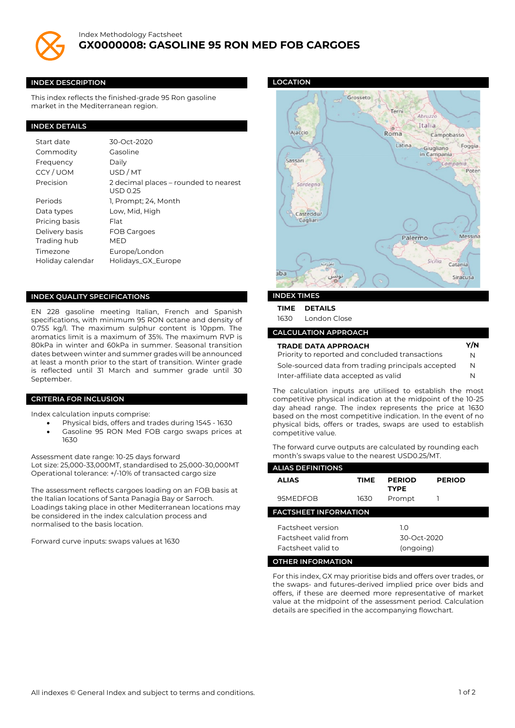Index Methodology Factsheet

# GX0000008: GASOLINE 95 RON MED FOB CARGOES

## INDEX DESCRIPTION

This index reflects the finished-grade 95 Ron gasoline market in the Mediterranean region.

## INDEX DETAILS

| | |
|---|---|
| Start date | 30-Oct-2020 |
| Commodity | Gasoline |
| Frequency | Daily |
| CCY / UOM | USD / MT |
| Precision | 2 decimal places – rounded to nearest USD 0.25 |
| Periods | 1, Prompt; 24, Month |
| Data types | Low, Mid, High |
| Pricing basis | Flat |
| Delivery basis | FOB Cargoes |
| Trading hub | MED |
| Timezone | Europe/London |
| Holiday calendar | Holidays_GX_Europe |

## INDEX QUALITY SPECIFICATIONS

EN 228 gasoline meeting Italian, French and Spanish specifications, with minimum 95 RON octane and density of 0.755 kg/l. The maximum sulphur content is 10ppm. The aromatics limit is a maximum of 35%. The maximum RVP is 80kPa in winter and 60kPa in summer. Seasonal transition dates between winter and summer grades will be announced at least a month prior to the start of transition. Winter grade is reflected until 31 March and summer grade until 30 September.

## CRITERIA FOR INCLUSION

Index calculation inputs comprise:

- Physical bids, offers and trades during 1545 - 1630
- Gasoline 95 RON Med FOB cargo swaps prices at 1630

Assessment date range: 10-25 days forward
Lot size: 25,000-33,000MT, standardised to 25,000-30,000MT
Operational tolerance: +/-10% of transacted cargo size

The assessment reflects cargoes loading on an FOB basis at the Italian locations of Santa Panagia Bay or Sarroch. Loadings taking place in other Mediterranean locations may be considered in the index calculation process and normalised to the basis location.

Forward curve inputs: swaps values at 1630

## LOCATION

## INDEX TIMES

| TIME | DETAILS |
|---|---|
| 1630 | London Close |

## CALCULATION APPROACH

| TRADE DATA APPROACH | Y/N |
|---|---|
| Priority to reported and concluded transactions | N |
| Sole-sourced data from trading principals accepted | N |
| Inter-affiliate data accepted as valid | N |

The calculation inputs are utilised to establish the most competitive physical indication at the midpoint of the 10-25 day ahead range. The index represents the price at 1630 based on the most competitive indication. In the event of no physical bids, offers or trades, swaps are used to establish competitive value.

The forward curve outputs are calculated by rounding each month's swaps value to the nearest USD0.25/MT.

## ALIAS DEFINITIONS

| ALIAS | TIME | PERIOD TYPE | PERIOD |
|---|---|---|---|
| 95MEDFOB | 1630 | Prompt | 1 |

## FACTSHEET INFORMATION

| | |
|---|---|
| Factsheet version | 1.0 |
| Factsheet valid from | 30-Oct-2020 |
| Factsheet valid to | (ongoing) |

## OTHER INFORMATION

For this index, GX may prioritise bids and offers over trades, or the swaps- and futures-derived implied price over bids and offers, if these are deemed more representative of market value at the midpoint of the assessment period. Calculation details are specified in the accompanying flowchart.

All indexes © General Index and subject to terms and conditions.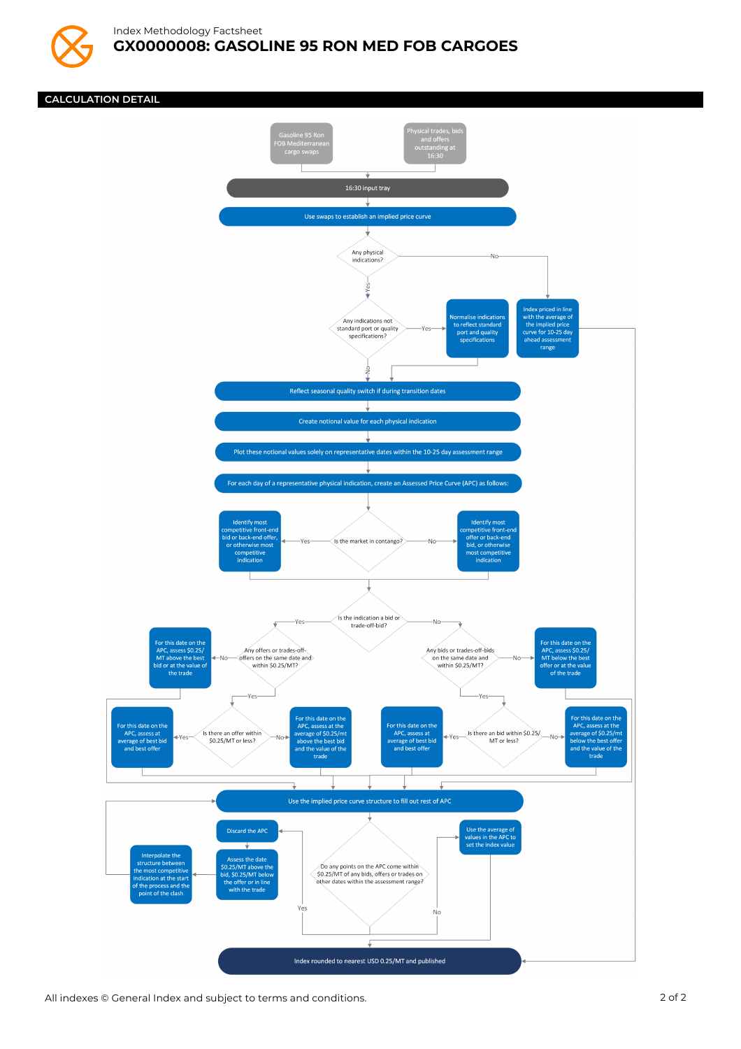Index Methodology Factsheet

# GX0000008: GASOLINE 95 RON MED FOB CARGOES

## CALCULATION DETAIL

Gasoline 95 Ron FOB Mediterranean cargo swaps

Physical trades, bids and offers outstanding at 16:30

16:30 input tray

Use swaps to establish an implied price curve

Any physical indications?

No

Yes

Any indications not standard port or quality specifications?

Yes

No

Normalise indications to reflect standard port and quality specifications

Index priced in line with the average of the implied price curve for 10-25 day ahead assessment range

Reflect seasonal quality switch if during transition dates

Create notional value for each physical indication

Plot these notional values solely on representative dates within the 10-25 day assessment range

For each day of a representative physical indication, create an Assessed Price Curve (APC) as follows:

Identify most competitive front-end bid or back-end offer, or otherwise most competitive indication

Yes

Is the market in contango?

No

Identify most competitive front-end offer or back-end bid, or otherwise most competitive indication

Is the indication a bid or trade-off-bid?

Yes

No

For this date on the APC, assess $0.25/MT above the best bid or at the value of the trade

No

Any offers or trades-off-offers on the same date and within $0.25/MT?

Yes

Any bids or trades-off-bids on the same date and within $0.25/MT?

No

Yes

For this date on the APC, assess $0.25/MT below the best offer or at the value of the trade

For this date on the APC, assess at average of best bid and best offer

Yes

Is there an offer within $0.25/MT or less?

No

For this date on the APC, assess at average of $0.25/mt above the best bid and the value of the trade

For this date on the APC, assess at average of best bid and best offer

Yes

Is there an bid within $0.25/MT or less?

No

For this date on the APC, assess at the average of $0.25/mt below the best offer and the value of the trade

Use the implied price curve structure to fill out rest of APC

Discard the APC

Assess the date $0.25/MT above the bid, $0.25/MT below the offer in line with the trade

Interpolate the structure between the most competitive indication at the start of the process and the point of the clash

Do any points on the APC come within $0.25/MT of any bids, offers or trades on other dates within the assessment range?

Yes

No

Use the average of values in the APC to set the index value

Index rounded to nearest USD 0.25/MT and published

All indexes © General Index and subject to terms and conditions.